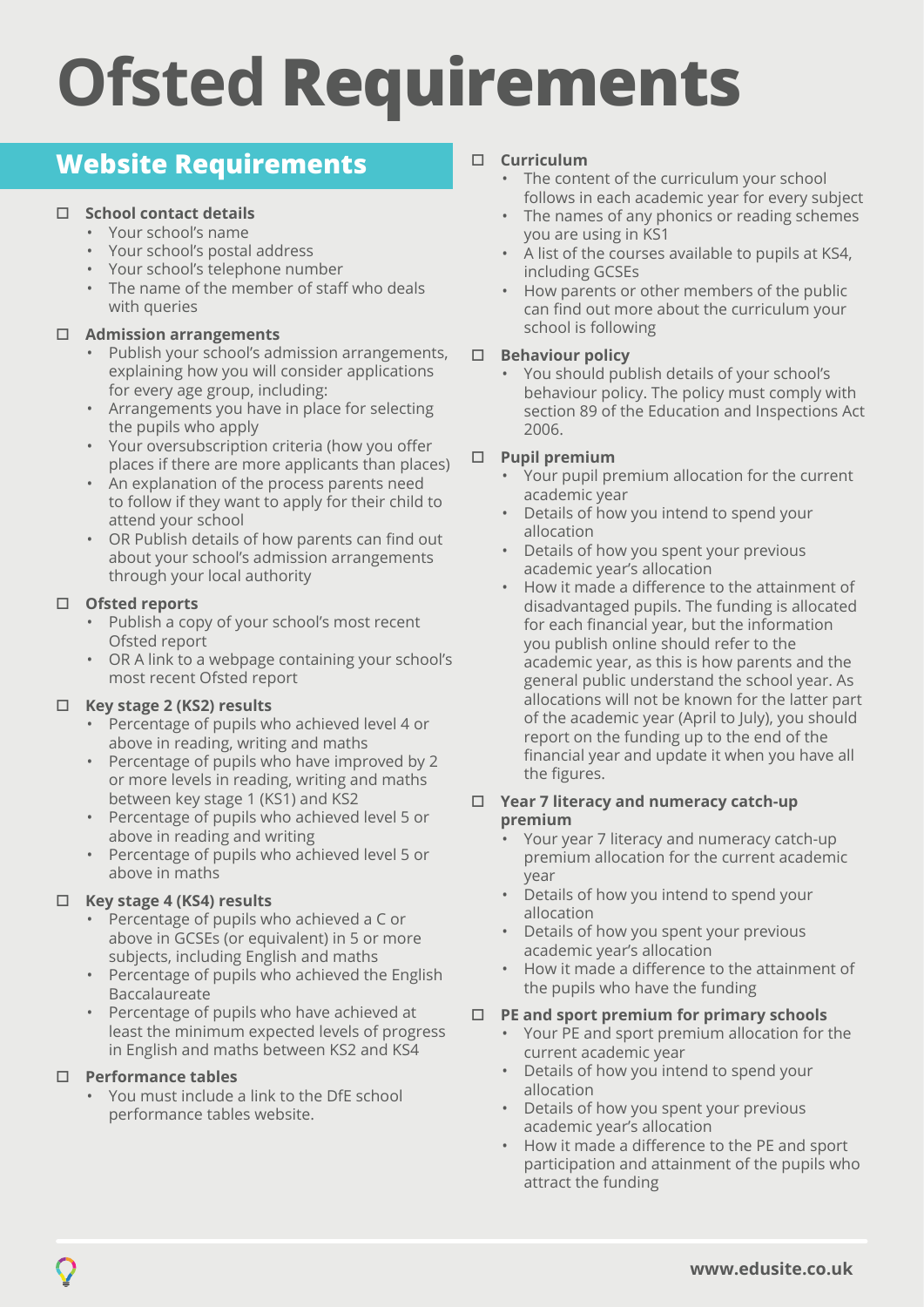# Ofsted Requirements

## Website Requirements

- [ ] **School contact details**
  - Your school's name
  - Your school's postal address
  - Your school's telephone number
  - The name of the member of staff who deals with queries

- [ ] **Admission arrangements**
  - Publish your school's admission arrangements, explaining how you will consider applications for every age group, including:
  - Arrangements you have in place for selecting the pupils who apply
  - Your oversubscription criteria (how you offer places if there are more applicants than places)
  - An explanation of the process parents need to follow if they want to apply for their child to attend your school
  - OR Publish details of how parents can find out about your school's admission arrangements through your local authority

- [ ] **Ofsted reports**
  - Publish a copy of your school's most recent Ofsted report
  - OR A link to a webpage containing your school's most recent Ofsted report

- [ ] **Key stage 2 (KS2) results**
  - Percentage of pupils who achieved level 4 or above in reading, writing and maths
  - Percentage of pupils who have improved by 2 or more levels in reading, writing and maths between key stage 1 (KS1) and KS2
  - Percentage of pupils who achieved level 5 or above in reading and writing
  - Percentage of pupils who achieved level 5 or above in maths

- [ ] **Key stage 4 (KS4) results**
  - Percentage of pupils who achieved a C or above in GCSEs (or equivalent) in 5 or more subjects, including English and maths
  - Percentage of pupils who achieved the English Baccalaureate
  - Percentage of pupils who have achieved at least the minimum expected levels of progress in English and maths between KS2 and KS4

- [ ] **Performance tables**
  - You must include a link to the DfE school performance tables website.

- [ ] **Curriculum**
  - The content of the curriculum your school follows in each academic year for every subject
  - The names of any phonics or reading schemes you are using in KS1
  - A list of the courses available to pupils at KS4, including GCSEs
  - How parents or other members of the public can find out more about the curriculum your school is following

- [ ] **Behaviour policy**
  - You should publish details of your school's behaviour policy. The policy must comply with section 89 of the Education and Inspections Act 2006.

- [ ] **Pupil premium**
  - Your pupil premium allocation for the current academic year
  - Details of how you intend to spend your allocation
  - Details of how you spent your previous academic year's allocation
  - How it made a difference to the attainment of disadvantaged pupils. The funding is allocated for each financial year, but the information you publish online should refer to the academic year, as this is how parents and the general public understand the school year. As allocations will not be known for the latter part of the academic year (April to July), you should report on the funding up to the end of the financial year and update it when you have all the figures.

- [ ] **Year 7 literacy and numeracy catch-up premium**
  - Your year 7 literacy and numeracy catch-up premium allocation for the current academic year
  - Details of how you intend to spend your allocation
  - Details of how you spent your previous academic year's allocation
  - How it made a difference to the attainment of the pupils who have the funding

- [ ] **PE and sport premium for primary schools**
  - Your PE and sport premium allocation for the current academic year
  - Details of how you intend to spend your allocation
  - Details of how you spent your previous academic year's allocation
  - How it made a difference to the PE and sport participation and attainment of the pupils who attract the funding

www.edusite.co.uk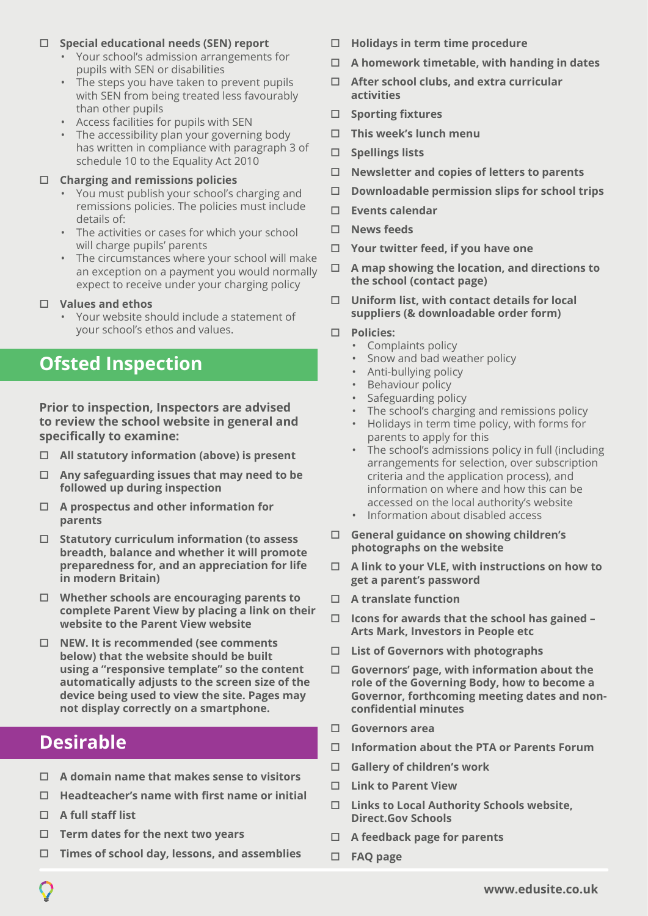- ☐ **Special educational needs (SEN) report**
  - Your school's admission arrangements for pupils with SEN or disabilities
  - The steps you have taken to prevent pupils with SEN from being treated less favourably than other pupils
  - Access facilities for pupils with SEN
  - The accessibility plan your governing body has written in compliance with paragraph 3 of schedule 10 to the Equality Act 2010
- ☐ **Charging and remissions policies**
  - You must publish your school's charging and remissions policies. The policies must include details of:
  - The activities or cases for which your school will charge pupils' parents
  - The circumstances where your school will make an exception on a payment you would normally expect to receive under your charging policy
- ☐ **Values and ethos**
  - Your website should include a statement of your school's ethos and values.

## Ofsted Inspection

**Prior to inspection, Inspectors are advised to review the school website in general and specifically to examine:**

- ☐ **All statutory information (above) is present**
- ☐ **Any safeguarding issues that may need to be followed up during inspection**
- ☐ **A prospectus and other information for parents**
- ☐ **Statutory curriculum information (to assess breadth, balance and whether it will promote preparedness for, and an appreciation for life in modern Britain)**
- ☐ **Whether schools are encouraging parents to complete Parent View by placing a link on their website to the Parent View website**
- ☐ **NEW. It is recommended (see comments below) that the website should be built using a "responsive template" so the content automatically adjusts to the screen size of the device being used to view the site. Pages may not display correctly on a smartphone.**

## Desirable

- ☐ **A domain name that makes sense to visitors**
- ☐ **Headteacher's name with first name or initial**
- ☐ **A full staff list**
- ☐ **Term dates for the next two years**
- ☐ **Times of school day, lessons, and assemblies**
- ☐ **Holidays in term time procedure**
- ☐ **A homework timetable, with handing in dates**
- ☐ **After school clubs, and extra curricular activities**
- ☐ **Sporting fixtures**
- ☐ **This week's lunch menu**
- ☐ **Spellings lists**
- ☐ **Newsletter and copies of letters to parents**
- ☐ **Downloadable permission slips for school trips**
- ☐ **Events calendar**
- ☐ **News feeds**
- ☐ **Your twitter feed, if you have one**
- ☐ **A map showing the location, and directions to the school (contact page)**
- ☐ **Uniform list, with contact details for local suppliers (& downloadable order form)**
- ☐ **Policies:**
  - Complaints policy
  - Snow and bad weather policy
  - Anti-bullying policy
  - Behaviour policy
  - Safeguarding policy
  - The school's charging and remissions policy
  - Holidays in term time policy, with forms for parents to apply for this
  - The school's admissions policy in full (including arrangements for selection, over subscription criteria and the application process), and information on where and how this can be accessed on the local authority's website
  - Information about disabled access
- ☐ **General guidance on showing children's photographs on the website**
- ☐ **A link to your VLE, with instructions on how to get a parent's password**
- ☐ **A translate function**
- ☐ **Icons for awards that the school has gained – Arts Mark, Investors in People etc**
- ☐ **List of Governors with photographs**
- ☐ **Governors' page, with information about the role of the Governing Body, how to become a Governor, forthcoming meeting dates and non-confidential minutes**
- ☐ **Governors area**
- ☐ **Information about the PTA or Parents Forum**
- ☐ **Gallery of children's work**
- ☐ **Link to Parent View**
- ☐ **Links to Local Authority Schools website, Direct.Gov Schools**
- ☐ **A feedback page for parents**
- ☐ **FAQ page**

**www.edusite.co.uk**